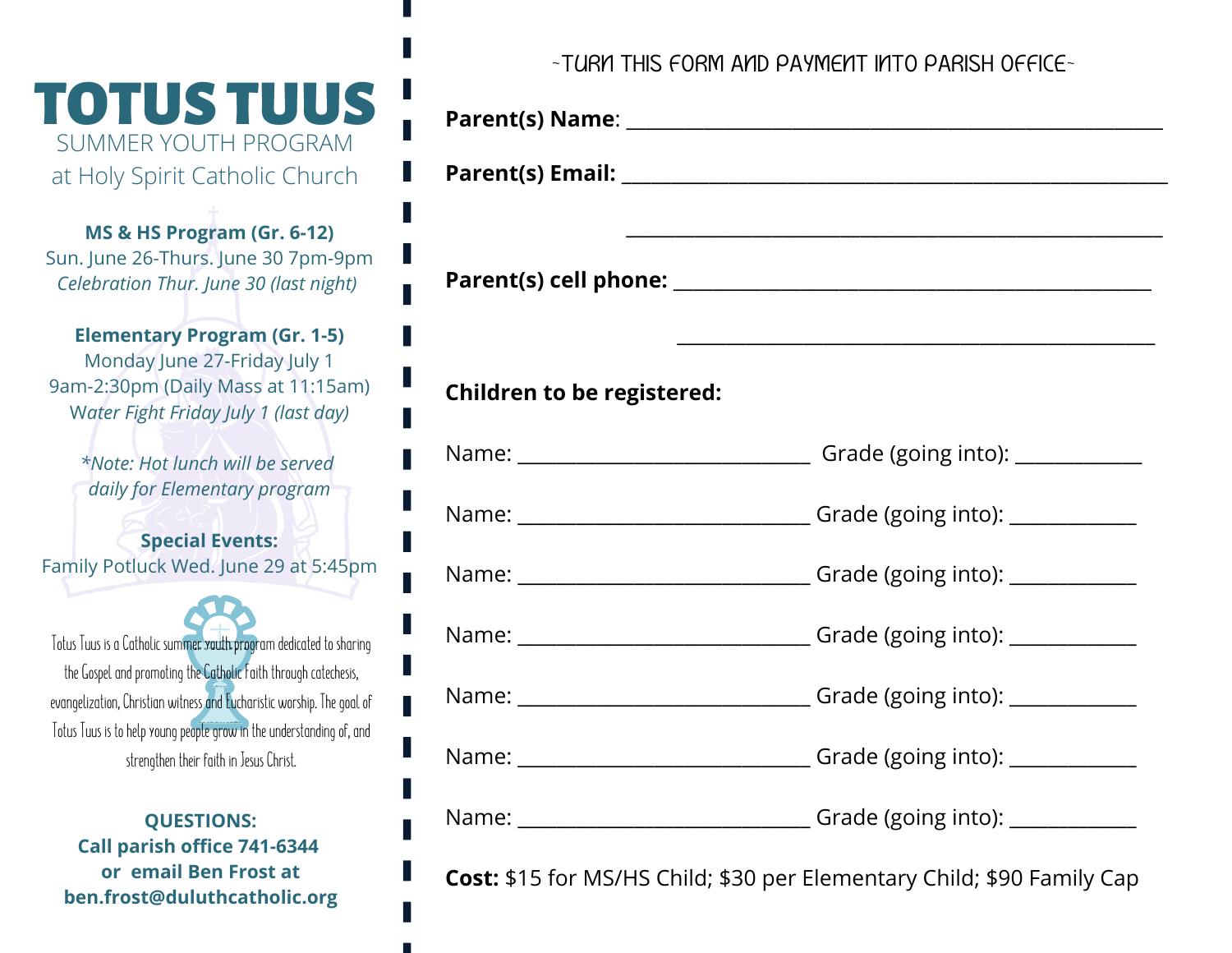# TOTUS TUUS

## SUMMER YOUTH PROGRAM

### at Holy Spirit Catholic Church

**MS & HS Program (Gr. 6-12)**
Sun. June 26-Thurs. June 30 7pm-9pm
*Celebration Thur. June 30 (last night)*

**Elementary Program (Gr. 1-5)**
Monday June 27-Friday July 1
9am-2:30pm (Daily Mass at 11:15am)
*Water Fight Friday July 1 (last day)*

*\*Note: Hot lunch will be served daily for Elementary program*

**Special Events:**
Family Potluck Wed. June 29 at 5:45pm

Totus Tuus is a Catholic summer youth program dedicated to sharing the Gospel and promoting the Catholic Faith through catechesis, evangelization, Christian witness and Eucharistic worship. The goal of Totus Tuus is to help young people grow in the understanding of, and strengthen their faith in Jesus Christ.

**QUESTIONS:**
**Call parish office 741-6344**
**or email Ben Frost at**
**ben.frost@duluthcatholic.org**

~TURN THIS FORM AND PAYMENT INTO PARISH OFFICE~

**Parent(s) Name**: ______________________________________________

**Parent(s) Email:** ______________________________________________

______________________________________________

**Parent(s) cell phone:** ______________________________________________

______________________________________________

**Children to be registered:**

Name: ______________________ Grade (going into): __________

Name: ______________________ Grade (going into): __________

Name: ______________________ Grade (going into): __________

Name: ______________________ Grade (going into): __________

Name: ______________________ Grade (going into): __________

Name: ______________________ Grade (going into): __________

Name: ______________________ Grade (going into): __________

**Cost:** $15 for MS/HS Child; $30 per Elementary Child; $90 Family Cap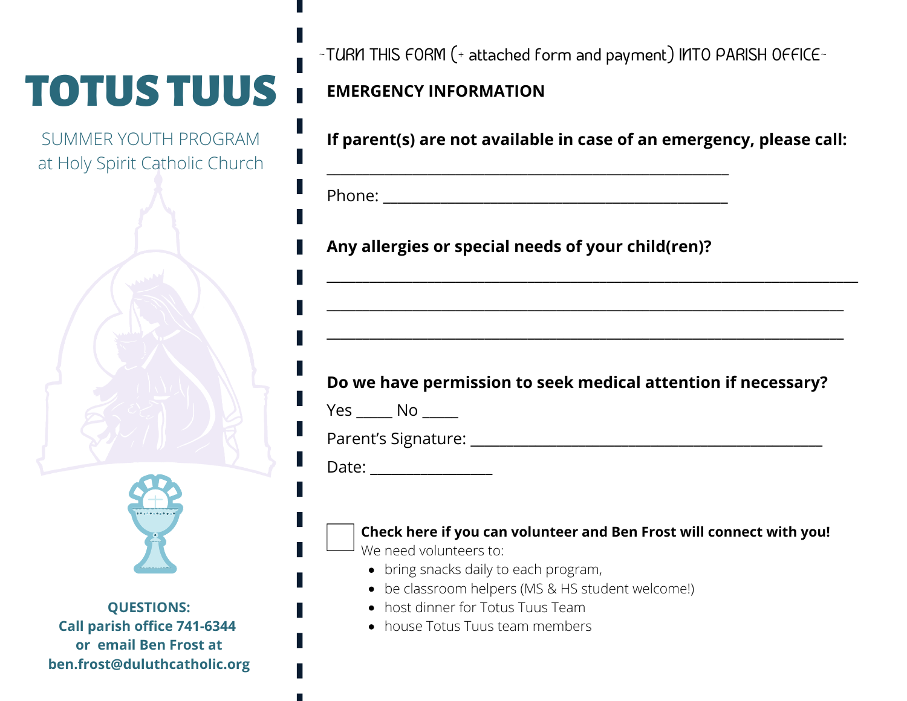# TOTUS TUUS

SUMMER YOUTH PROGRAM
at Holy Spirit Catholic Church

**QUESTIONS:**
**Call parish office 741-6344**
**or email Ben Frost at**
**ben.frost@duluthcatholic.org**

~TURN THIS FORM (+ attached form and payment) INTO PARISH OFFICE~

**EMERGENCY INFORMATION**

**If parent(s) are not available in case of an emergency, please call:**

_______________________________________________

Phone: ________________________________________

**Any allergies or special needs of your child(ren)?**

_______________________________________________

_______________________________________________

_______________________________________________

**Do we have permission to seek medical attention if necessary?**

Yes _____ No _____

Parent's Signature: ______________________________

Date: ________________

☐ **Check here if you can volunteer and Ben Frost will connect with you!**

We need volunteers to:

- bring snacks daily to each program,
- be classroom helpers (MS & HS student welcome!)
- host dinner for Totus Tuus Team
- house Totus Tuus team members